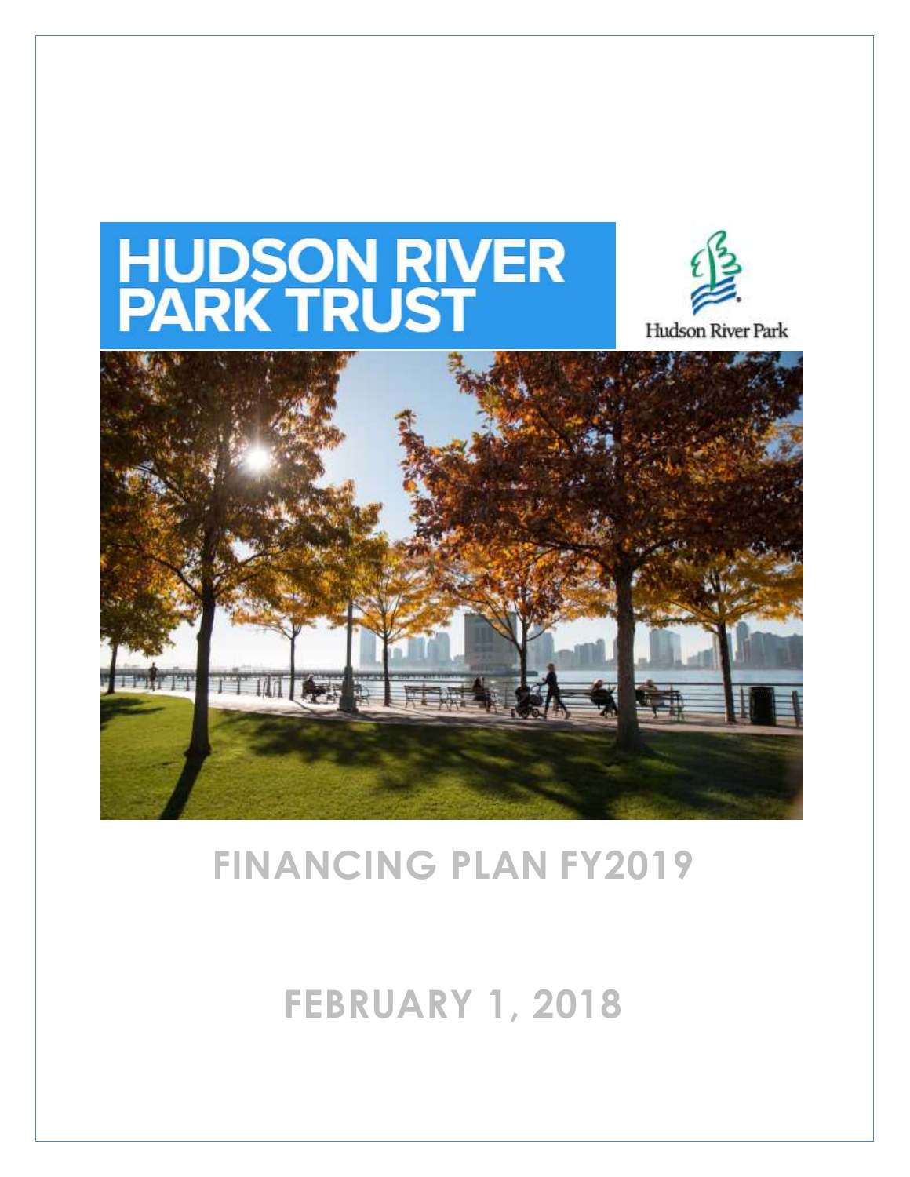# HUDSON RIVER PARK TRUST

Hudson River Park

# FINANCING PLAN FY2019

## FEBRUARY 1, 2018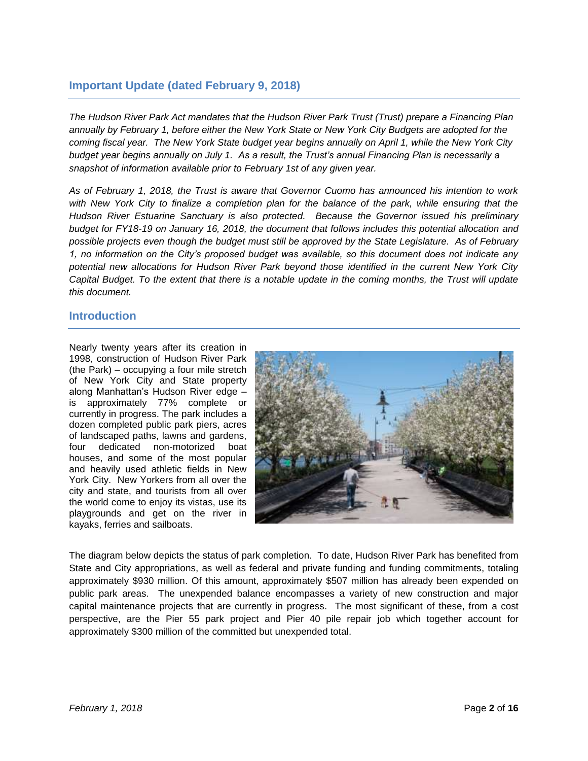## Important Update (dated February 9, 2018)

*The Hudson River Park Act mandates that the Hudson River Park Trust (Trust) prepare a Financing Plan annually by February 1, before either the New York State or New York City Budgets are adopted for the coming fiscal year. The New York State budget year begins annually on April 1, while the New York City budget year begins annually on July 1. As a result, the Trust's annual Financing Plan is necessarily a snapshot of information available prior to February 1st of any given year.*

*As of February 1, 2018, the Trust is aware that Governor Cuomo has announced his intention to work with New York City to finalize a completion plan for the balance of the park, while ensuring that the Hudson River Estuarine Sanctuary is also protected. Because the Governor issued his preliminary budget for FY18-19 on January 16, 2018, the document that follows includes this potential allocation and possible projects even though the budget must still be approved by the State Legislature. As of February 1, no information on the City's proposed budget was available, so this document does not indicate any potential new allocations for Hudson River Park beyond those identified in the current New York City Capital Budget. To the extent that there is a notable update in the coming months, the Trust will update this document.*

## Introduction

Nearly twenty years after its creation in 1998, construction of Hudson River Park (the Park) – occupying a four mile stretch of New York City and State property along Manhattan's Hudson River edge – is approximately 77% complete or currently in progress. The park includes a dozen completed public park piers, acres of landscaped paths, lawns and gardens, four dedicated non-motorized boat houses, and some of the most popular and heavily used athletic fields in New York City. New Yorkers from all over the city and state, and tourists from all over the world come to enjoy its vistas, use its playgrounds and get on the river in kayaks, ferries and sailboats.

The diagram below depicts the status of park completion. To date, Hudson River Park has benefited from State and City appropriations, as well as federal and private funding and funding commitments, totaling approximately $930 million. Of this amount, approximately $507 million has already been expended on public park areas. The unexpended balance encompasses a variety of new construction and major capital maintenance projects that are currently in progress. The most significant of these, from a cost perspective, are the Pier 55 park project and Pier 40 pile repair job which together account for approximately $300 million of the committed but unexpended total.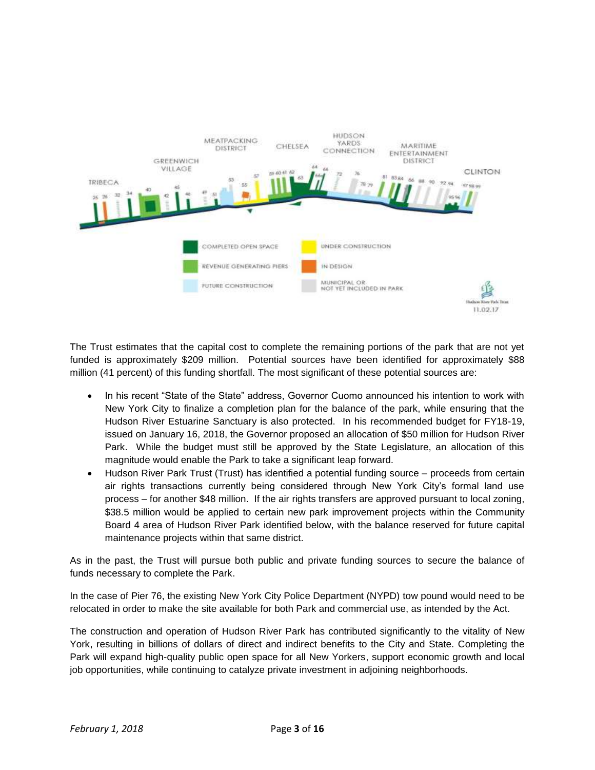The Trust estimates that the capital cost to complete the remaining portions of the park that are not yet funded is approximately $209 million. Potential sources have been identified for approximately $88 million (41 percent) of this funding shortfall. The most significant of these potential sources are:

- In his recent "State of the State" address, Governor Cuomo announced his intention to work with New York City to finalize a completion plan for the balance of the park, while ensuring that the Hudson River Estuarine Sanctuary is also protected. In his recommended budget for FY18-19, issued on January 16, 2018, the Governor proposed an allocation of $50 million for Hudson River Park. While the budget must still be approved by the State Legislature, an allocation of this magnitude would enable the Park to take a significant leap forward.
- Hudson River Park Trust (Trust) has identified a potential funding source – proceeds from certain air rights transactions currently being considered through New York City's formal land use process – for another $48 million. If the air rights transfers are approved pursuant to local zoning, $38.5 million would be applied to certain new park improvement projects within the Community Board 4 area of Hudson River Park identified below, with the balance reserved for future capital maintenance projects within that same district.

As in the past, the Trust will pursue both public and private funding sources to secure the balance of funds necessary to complete the Park.

In the case of Pier 76, the existing New York City Police Department (NYPD) tow pound would need to be relocated in order to make the site available for both Park and commercial use, as intended by the Act.

The construction and operation of Hudson River Park has contributed significantly to the vitality of New York, resulting in billions of dollars of direct and indirect benefits to the City and State. Completing the Park will expand high-quality public open space for all New Yorkers, support economic growth and local job opportunities, while continuing to catalyze private investment in adjoining neighborhoods.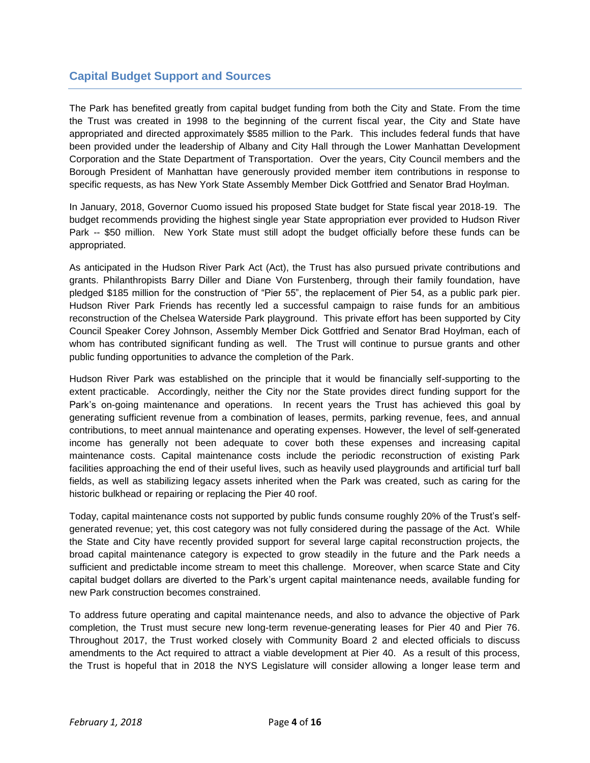## Capital Budget Support and Sources

The Park has benefited greatly from capital budget funding from both the City and State. From the time the Trust was created in 1998 to the beginning of the current fiscal year, the City and State have appropriated and directed approximately $585 million to the Park. This includes federal funds that have been provided under the leadership of Albany and City Hall through the Lower Manhattan Development Corporation and the State Department of Transportation. Over the years, City Council members and the Borough President of Manhattan have generously provided member item contributions in response to specific requests, as has New York State Assembly Member Dick Gottfried and Senator Brad Hoylman.

In January, 2018, Governor Cuomo issued his proposed State budget for State fiscal year 2018-19. The budget recommends providing the highest single year State appropriation ever provided to Hudson River Park -- $50 million. New York State must still adopt the budget officially before these funds can be appropriated.

As anticipated in the Hudson River Park Act (Act), the Trust has also pursued private contributions and grants. Philanthropists Barry Diller and Diane Von Furstenberg, through their family foundation, have pledged $185 million for the construction of "Pier 55", the replacement of Pier 54, as a public park pier. Hudson River Park Friends has recently led a successful campaign to raise funds for an ambitious reconstruction of the Chelsea Waterside Park playground. This private effort has been supported by City Council Speaker Corey Johnson, Assembly Member Dick Gottfried and Senator Brad Hoylman, each of whom has contributed significant funding as well. The Trust will continue to pursue grants and other public funding opportunities to advance the completion of the Park.

Hudson River Park was established on the principle that it would be financially self-supporting to the extent practicable. Accordingly, neither the City nor the State provides direct funding support for the Park's on-going maintenance and operations. In recent years the Trust has achieved this goal by generating sufficient revenue from a combination of leases, permits, parking revenue, fees, and annual contributions, to meet annual maintenance and operating expenses. However, the level of self-generated income has generally not been adequate to cover both these expenses and increasing capital maintenance costs. Capital maintenance costs include the periodic reconstruction of existing Park facilities approaching the end of their useful lives, such as heavily used playgrounds and artificial turf ball fields, as well as stabilizing legacy assets inherited when the Park was created, such as caring for the historic bulkhead or repairing or replacing the Pier 40 roof.

Today, capital maintenance costs not supported by public funds consume roughly 20% of the Trust's self-generated revenue; yet, this cost category was not fully considered during the passage of the Act. While the State and City have recently provided support for several large capital reconstruction projects, the broad capital maintenance category is expected to grow steadily in the future and the Park needs a sufficient and predictable income stream to meet this challenge. Moreover, when scarce State and City capital budget dollars are diverted to the Park's urgent capital maintenance needs, available funding for new Park construction becomes constrained.

To address future operating and capital maintenance needs, and also to advance the objective of Park completion, the Trust must secure new long-term revenue-generating leases for Pier 40 and Pier 76. Throughout 2017, the Trust worked closely with Community Board 2 and elected officials to discuss amendments to the Act required to attract a viable development at Pier 40. As a result of this process, the Trust is hopeful that in 2018 the NYS Legislature will consider allowing a longer lease term and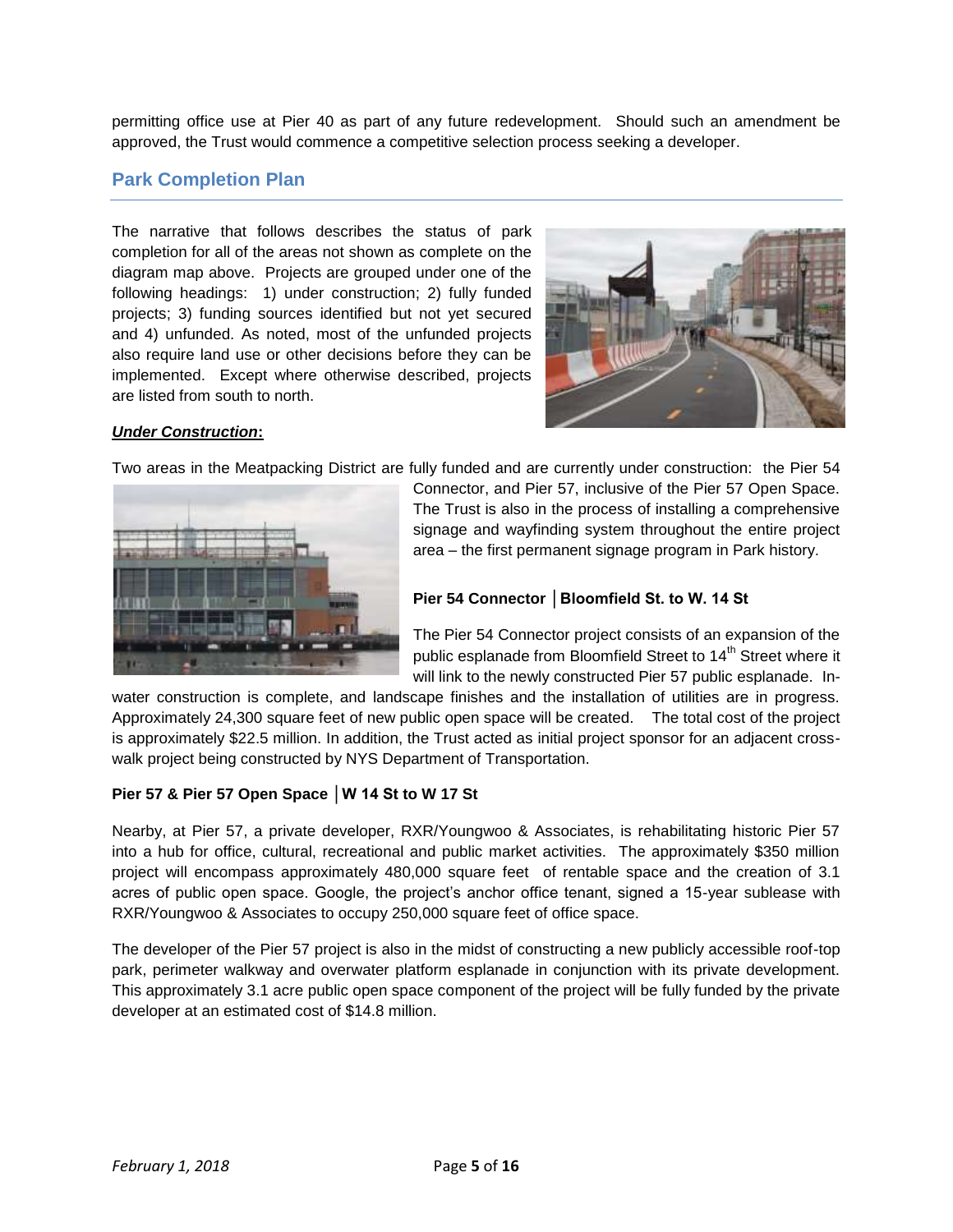permitting office use at Pier 40 as part of any future redevelopment. Should such an amendment be approved, the Trust would commence a competitive selection process seeking a developer.

## Park Completion Plan

The narrative that follows describes the status of park completion for all of the areas not shown as complete on the diagram map above. Projects are grouped under one of the following headings: 1) under construction; 2) fully funded projects; 3) funding sources identified but not yet secured and 4) unfunded. As noted, most of the unfunded projects also require land use or other decisions before they can be implemented. Except where otherwise described, projects are listed from south to north.

***Under Construction*:**

Two areas in the Meatpacking District are fully funded and are currently under construction: the Pier 54 Connector, and Pier 57, inclusive of the Pier 57 Open Space. The Trust is also in the process of installing a comprehensive signage and wayfinding system throughout the entire project area – the first permanent signage program in Park history.

**Pier 54 Connector │Bloomfield St. to W. 14 St**

The Pier 54 Connector project consists of an expansion of the public esplanade from Bloomfield Street to 14th Street where it will link to the newly constructed Pier 57 public esplanade. In-water construction is complete, and landscape finishes and the installation of utilities are in progress. Approximately 24,300 square feet of new public open space will be created. The total cost of the project is approximately $22.5 million. In addition, the Trust acted as initial project sponsor for an adjacent cross-walk project being constructed by NYS Department of Transportation.

**Pier 57 & Pier 57 Open Space │W 14 St to W 17 St**

Nearby, at Pier 57, a private developer, RXR/Youngwoo & Associates, is rehabilitating historic Pier 57 into a hub for office, cultural, recreational and public market activities. The approximately $350 million project will encompass approximately 480,000 square feet of rentable space and the creation of 3.1 acres of public open space. Google, the project's anchor office tenant, signed a 15-year sublease with RXR/Youngwoo & Associates to occupy 250,000 square feet of office space.

The developer of the Pier 57 project is also in the midst of constructing a new publicly accessible roof-top park, perimeter walkway and overwater platform esplanade in conjunction with its private development. This approximately 3.1 acre public open space component of the project will be fully funded by the private developer at an estimated cost of $14.8 million.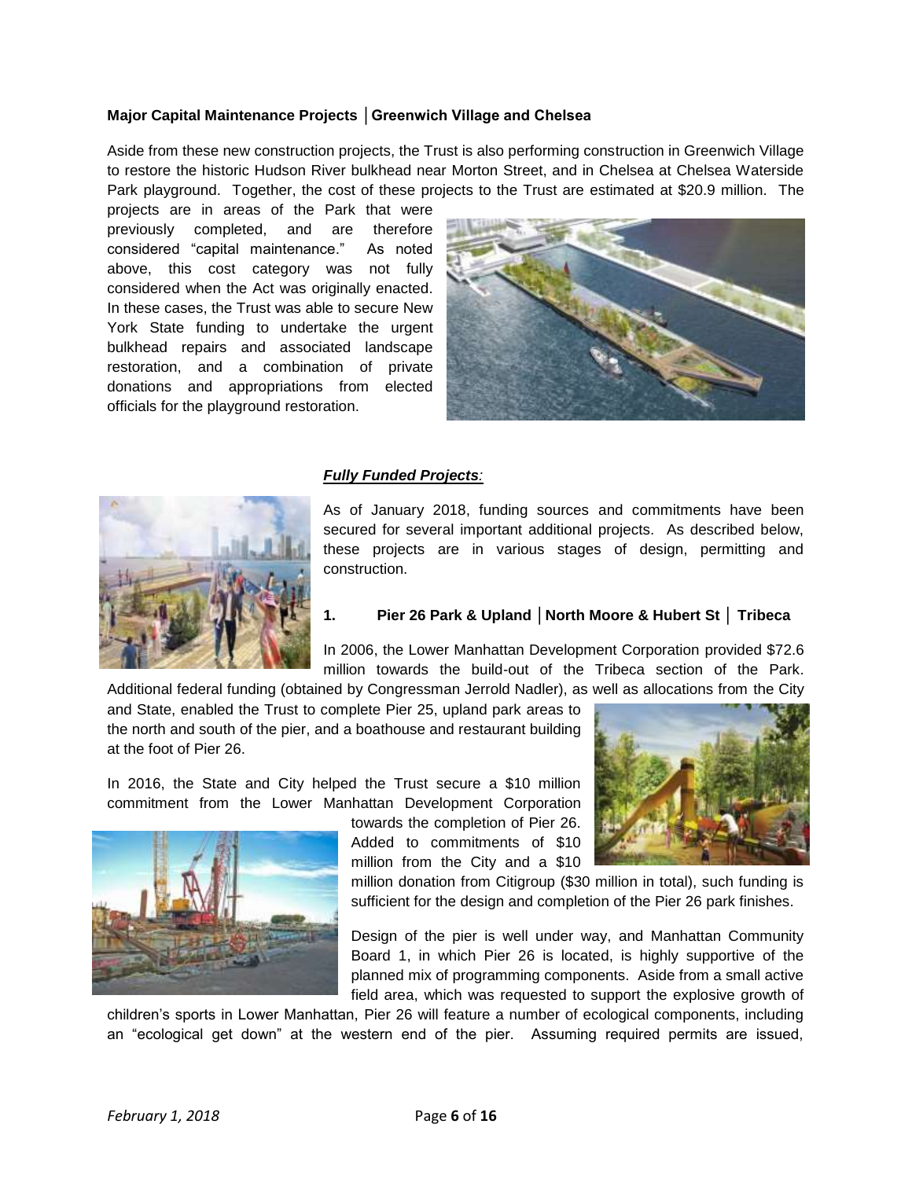**Major Capital Maintenance Projects │Greenwich Village and Chelsea**

Aside from these new construction projects, the Trust is also performing construction in Greenwich Village to restore the historic Hudson River bulkhead near Morton Street, and in Chelsea at Chelsea Waterside Park playground. Together, the cost of these projects to the Trust are estimated at $20.9 million. The projects are in areas of the Park that were previously completed, and are therefore considered "capital maintenance." As noted above, this cost category was not fully considered when the Act was originally enacted. In these cases, the Trust was able to secure New York State funding to undertake the urgent bulkhead repairs and associated landscape restoration, and a combination of private donations and appropriations from elected officials for the playground restoration.

***Fully Funded Projects:***

As of January 2018, funding sources and commitments have been secured for several important additional projects. As described below, these projects are in various stages of design, permitting and construction.

**1. Pier 26 Park & Upland │North Moore & Hubert St │ Tribeca**

In 2006, the Lower Manhattan Development Corporation provided $72.6 million towards the build-out of the Tribeca section of the Park. Additional federal funding (obtained by Congressman Jerrold Nadler), as well as allocations from the City and State, enabled the Trust to complete Pier 25, upland park areas to the north and south of the pier, and a boathouse and restaurant building at the foot of Pier 26.

In 2016, the State and City helped the Trust secure a $10 million commitment from the Lower Manhattan Development Corporation towards the completion of Pier 26. Added to commitments of $10 million from the City and a $10 million donation from Citigroup ($30 million in total), such funding is sufficient for the design and completion of the Pier 26 park finishes.

Design of the pier is well under way, and Manhattan Community Board 1, in which Pier 26 is located, is highly supportive of the planned mix of programming components. Aside from a small active field area, which was requested to support the explosive growth of children's sports in Lower Manhattan, Pier 26 will feature a number of ecological components, including an "ecological get down" at the western end of the pier. Assuming required permits are issued,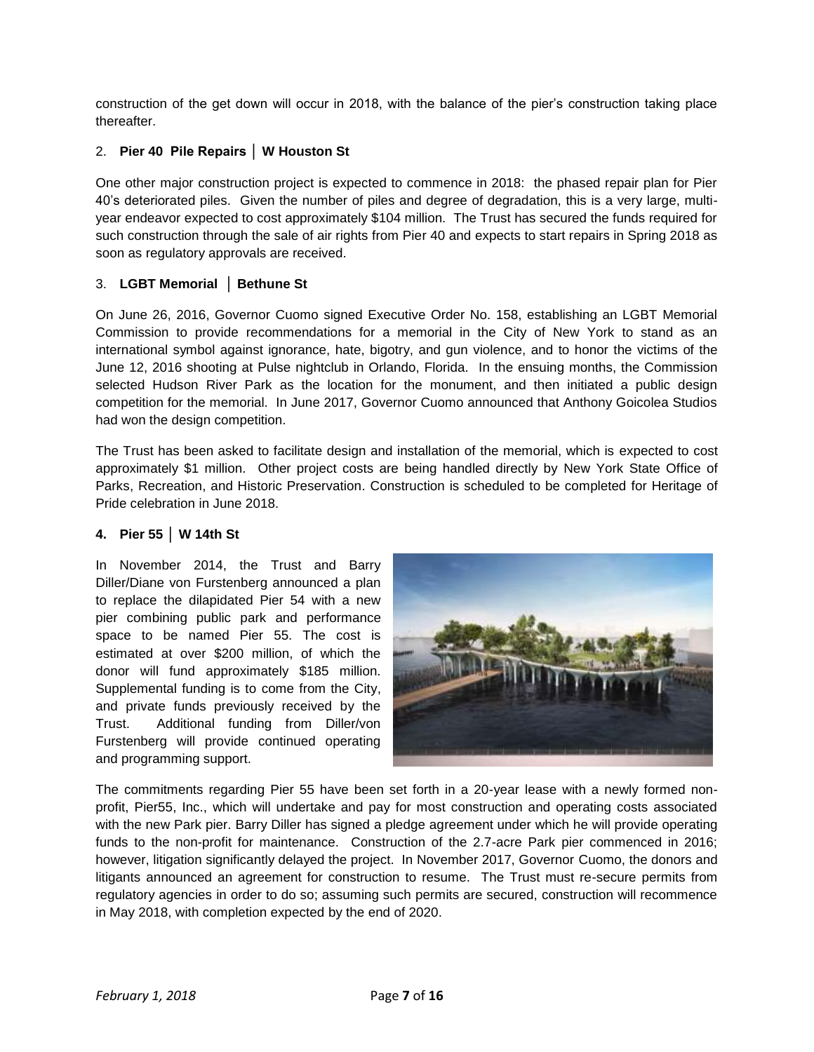construction of the get down will occur in 2018, with the balance of the pier's construction taking place thereafter.

2. **Pier 40 Pile Repairs │ W Houston St**

One other major construction project is expected to commence in 2018: the phased repair plan for Pier 40's deteriorated piles. Given the number of piles and degree of degradation, this is a very large, multi-year endeavor expected to cost approximately $104 million. The Trust has secured the funds required for such construction through the sale of air rights from Pier 40 and expects to start repairs in Spring 2018 as soon as regulatory approvals are received.

3. **LGBT Memorial │ Bethune St**

On June 26, 2016, Governor Cuomo signed Executive Order No. 158, establishing an LGBT Memorial Commission to provide recommendations for a memorial in the City of New York to stand as an international symbol against ignorance, hate, bigotry, and gun violence, and to honor the victims of the June 12, 2016 shooting at Pulse nightclub in Orlando, Florida. In the ensuing months, the Commission selected Hudson River Park as the location for the monument, and then initiated a public design competition for the memorial. In June 2017, Governor Cuomo announced that Anthony Goicolea Studios had won the design competition.

The Trust has been asked to facilitate design and installation of the memorial, which is expected to cost approximately $1 million. Other project costs are being handled directly by New York State Office of Parks, Recreation, and Historic Preservation. Construction is scheduled to be completed for Heritage of Pride celebration in June 2018.

**4. Pier 55 │ W 14th St**

In November 2014, the Trust and Barry Diller/Diane von Furstenberg announced a plan to replace the dilapidated Pier 54 with a new pier combining public park and performance space to be named Pier 55. The cost is estimated at over $200 million, of which the donor will fund approximately $185 million. Supplemental funding is to come from the City, and private funds previously received by the Trust. Additional funding from Diller/von Furstenberg will provide continued operating and programming support.

The commitments regarding Pier 55 have been set forth in a 20-year lease with a newly formed non-profit, Pier55, Inc., which will undertake and pay for most construction and operating costs associated with the new Park pier. Barry Diller has signed a pledge agreement under which he will provide operating funds to the non-profit for maintenance. Construction of the 2.7-acre Park pier commenced in 2016; however, litigation significantly delayed the project. In November 2017, Governor Cuomo, the donors and litigants announced an agreement for construction to resume. The Trust must re-secure permits from regulatory agencies in order to do so; assuming such permits are secured, construction will recommence in May 2018, with completion expected by the end of 2020.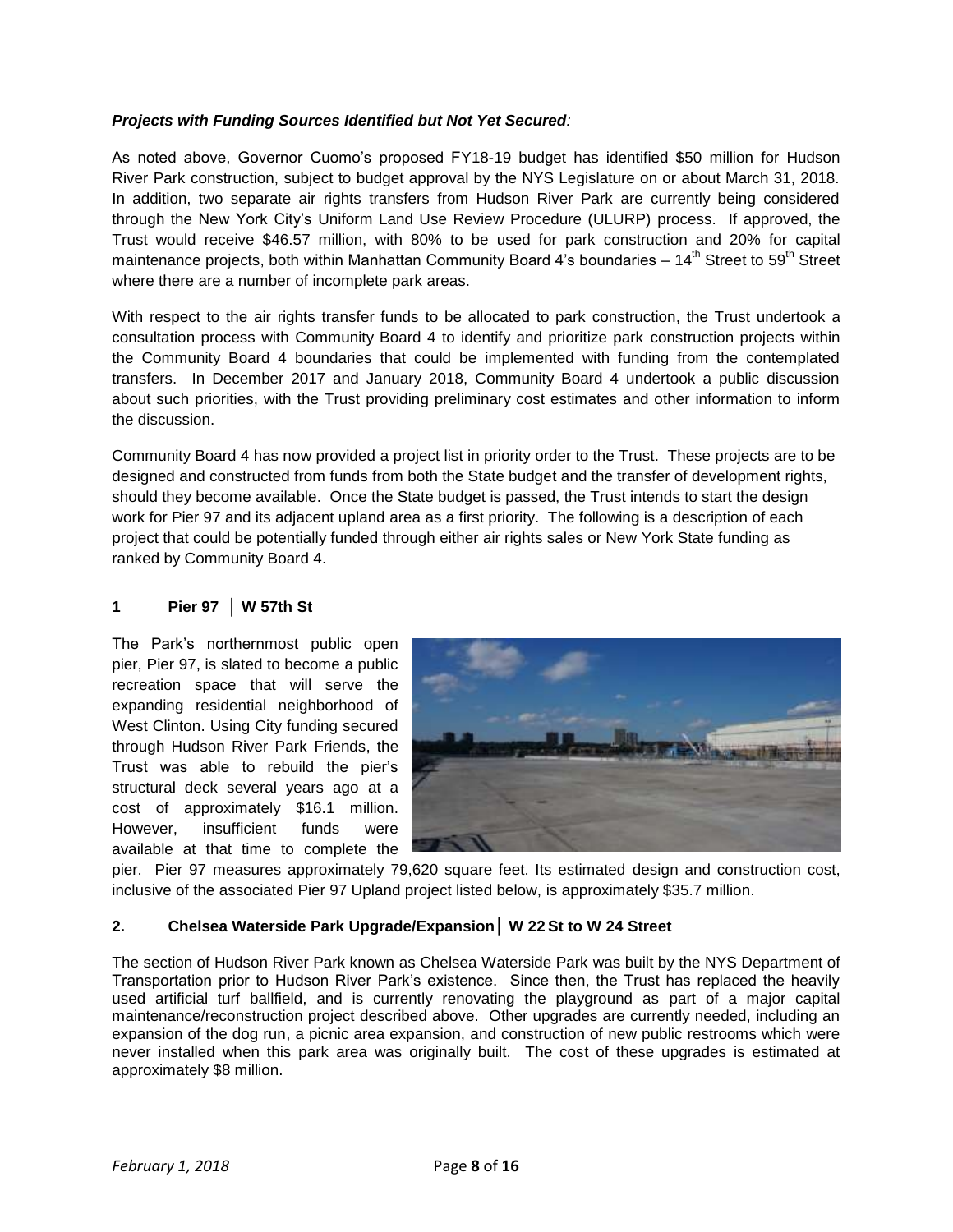***Projects with Funding Sources Identified but Not Yet Secured:***

As noted above, Governor Cuomo's proposed FY18-19 budget has identified $50 million for Hudson River Park construction, subject to budget approval by the NYS Legislature on or about March 31, 2018. In addition, two separate air rights transfers from Hudson River Park are currently being considered through the New York City's Uniform Land Use Review Procedure (ULURP) process. If approved, the Trust would receive $46.57 million, with 80% to be used for park construction and 20% for capital maintenance projects, both within Manhattan Community Board 4's boundaries – 14th Street to 59th Street where there are a number of incomplete park areas.

With respect to the air rights transfer funds to be allocated to park construction, the Trust undertook a consultation process with Community Board 4 to identify and prioritize park construction projects within the Community Board 4 boundaries that could be implemented with funding from the contemplated transfers. In December 2017 and January 2018, Community Board 4 undertook a public discussion about such priorities, with the Trust providing preliminary cost estimates and other information to inform the discussion.

Community Board 4 has now provided a project list in priority order to the Trust. These projects are to be designed and constructed from funds from both the State budget and the transfer of development rights, should they become available. Once the State budget is passed, the Trust intends to start the design work for Pier 97 and its adjacent upland area as a first priority. The following is a description of each project that could be potentially funded through either air rights sales or New York State funding as ranked by Community Board 4.

### 1 Pier 97 │ W 57th St

The Park's northernmost public open pier, Pier 97, is slated to become a public recreation space that will serve the expanding residential neighborhood of West Clinton. Using City funding secured through Hudson River Park Friends, the Trust was able to rebuild the pier's structural deck several years ago at a cost of approximately $16.1 million. However, insufficient funds were available at that time to complete the pier. Pier 97 measures approximately 79,620 square feet. Its estimated design and construction cost, inclusive of the associated Pier 97 Upland project listed below, is approximately $35.7 million.

### 2. Chelsea Waterside Park Upgrade/Expansion│ W 22 St to W 24 Street

The section of Hudson River Park known as Chelsea Waterside Park was built by the NYS Department of Transportation prior to Hudson River Park's existence. Since then, the Trust has replaced the heavily used artificial turf ballfield, and is currently renovating the playground as part of a major capital maintenance/reconstruction project described above. Other upgrades are currently needed, including an expansion of the dog run, a picnic area expansion, and construction of new public restrooms which were never installed when this park area was originally built. The cost of these upgrades is estimated at approximately $8 million.

*February 1, 2018*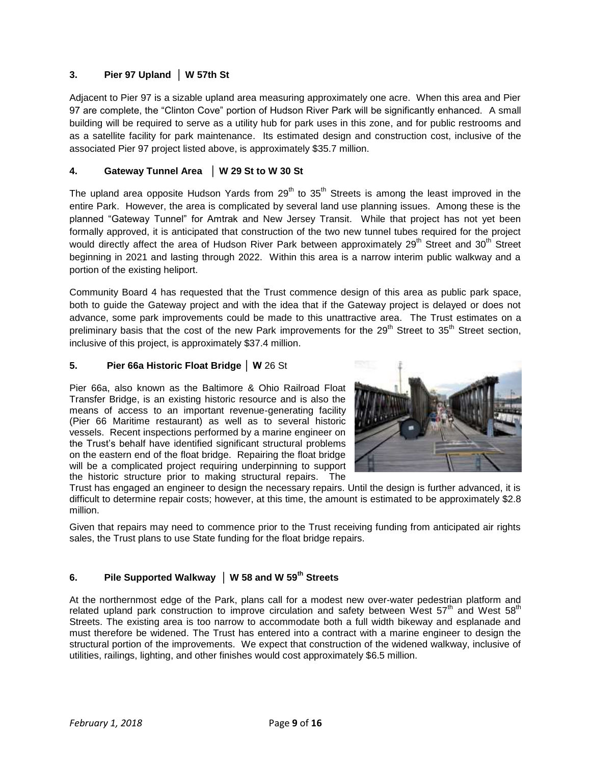### 3. Pier 97 Upland │ W 57th St

Adjacent to Pier 97 is a sizable upland area measuring approximately one acre. When this area and Pier 97 are complete, the "Clinton Cove" portion of Hudson River Park will be significantly enhanced. A small building will be required to serve as a utility hub for park uses in this zone, and for public restrooms and as a satellite facility for park maintenance. Its estimated design and construction cost, inclusive of the associated Pier 97 project listed above, is approximately $35.7 million.

### 4. Gateway Tunnel Area │ W 29 St to W 30 St

The upland area opposite Hudson Yards from 29th to 35th Streets is among the least improved in the entire Park. However, the area is complicated by several land use planning issues. Among these is the planned "Gateway Tunnel" for Amtrak and New Jersey Transit. While that project has not yet been formally approved, it is anticipated that construction of the two new tunnel tubes required for the project would directly affect the area of Hudson River Park between approximately 29th Street and 30th Street beginning in 2021 and lasting through 2022. Within this area is a narrow interim public walkway and a portion of the existing heliport.

Community Board 4 has requested that the Trust commence design of this area as public park space, both to guide the Gateway project and with the idea that if the Gateway project is delayed or does not advance, some park improvements could be made to this unattractive area. The Trust estimates on a preliminary basis that the cost of the new Park improvements for the 29th Street to 35th Street section, inclusive of this project, is approximately $37.4 million.

### 5. Pier 66a Historic Float Bridge │ W 26 St

Pier 66a, also known as the Baltimore & Ohio Railroad Float Transfer Bridge, is an existing historic resource and is also the means of access to an important revenue-generating facility (Pier 66 Maritime restaurant) as well as to several historic vessels. Recent inspections performed by a marine engineer on the Trust's behalf have identified significant structural problems on the eastern end of the float bridge. Repairing the float bridge will be a complicated project requiring underpinning to support the historic structure prior to making structural repairs. The Trust has engaged an engineer to design the necessary repairs. Until the design is further advanced, it is difficult to determine repair costs; however, at this time, the amount is estimated to be approximately $2.8 million.

Given that repairs may need to commence prior to the Trust receiving funding from anticipated air rights sales, the Trust plans to use State funding for the float bridge repairs.

### 6. Pile Supported Walkway │ W 58 and W 59th Streets

At the northernmost edge of the Park, plans call for a modest new over-water pedestrian platform and related upland park construction to improve circulation and safety between West 57th and West 58th Streets. The existing area is too narrow to accommodate both a full width bikeway and esplanade and must therefore be widened. The Trust has entered into a contract with a marine engineer to design the structural portion of the improvements. We expect that construction of the widened walkway, inclusive of utilities, railings, lighting, and other finishes would cost approximately $6.5 million.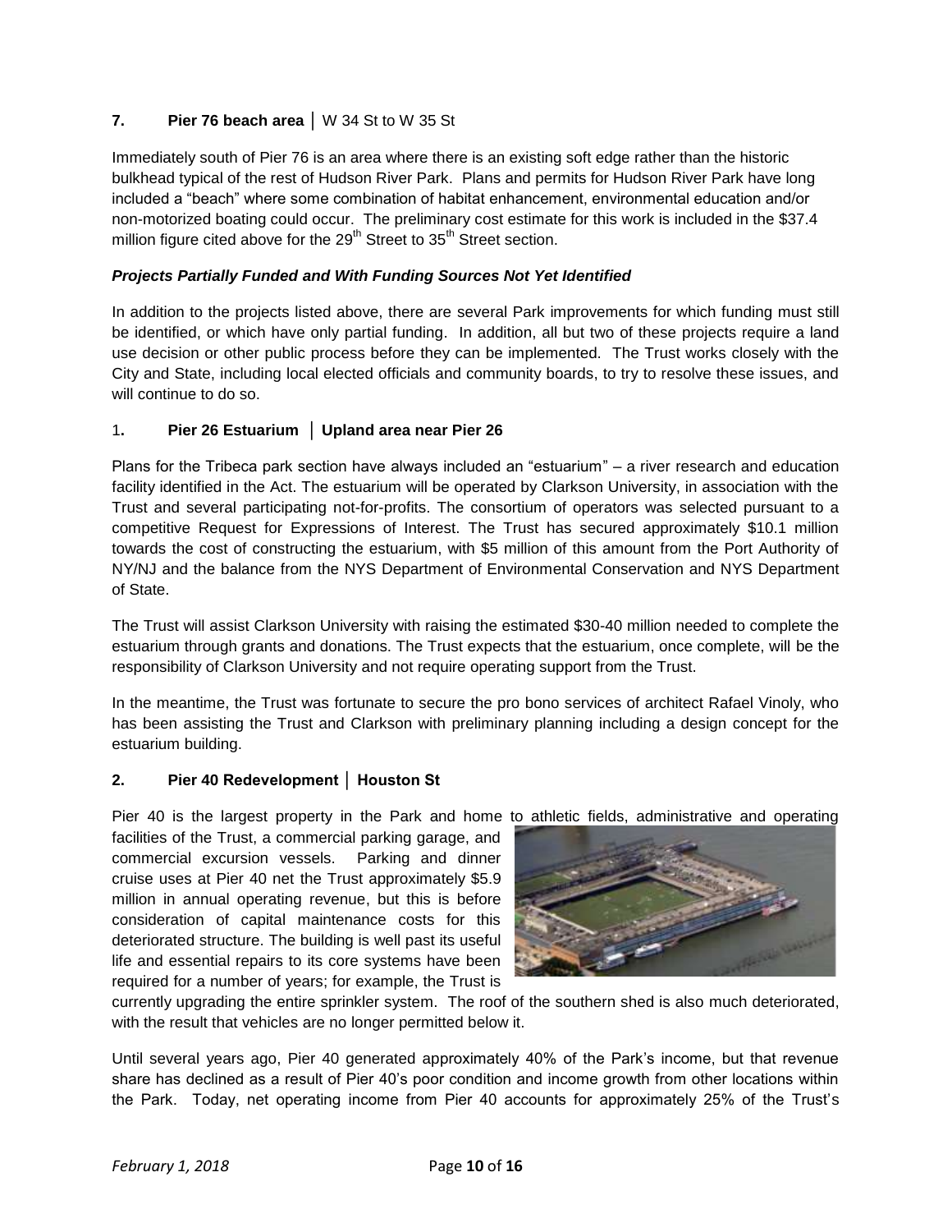**7. Pier 76 beach area** │ W 34 St to W 35 St

Immediately south of Pier 76 is an area where there is an existing soft edge rather than the historic bulkhead typical of the rest of Hudson River Park. Plans and permits for Hudson River Park have long included a "beach" where some combination of habitat enhancement, environmental education and/or non-motorized boating could occur. The preliminary cost estimate for this work is included in the \$37.4 million figure cited above for the 29th Street to 35th Street section.

***Projects Partially Funded and With Funding Sources Not Yet Identified***

In addition to the projects listed above, there are several Park improvements for which funding must still be identified, or which have only partial funding. In addition, all but two of these projects require a land use decision or other public process before they can be implemented. The Trust works closely with the City and State, including local elected officials and community boards, to try to resolve these issues, and will continue to do so.

**1. Pier 26 Estuarium │ Upland area near Pier 26**

Plans for the Tribeca park section have always included an "estuarium" – a river research and education facility identified in the Act. The estuarium will be operated by Clarkson University, in association with the Trust and several participating not-for-profits. The consortium of operators was selected pursuant to a competitive Request for Expressions of Interest. The Trust has secured approximately \$10.1 million towards the cost of constructing the estuarium, with \$5 million of this amount from the Port Authority of NY/NJ and the balance from the NYS Department of Environmental Conservation and NYS Department of State.

The Trust will assist Clarkson University with raising the estimated \$30-40 million needed to complete the estuarium through grants and donations. The Trust expects that the estuarium, once complete, will be the responsibility of Clarkson University and not require operating support from the Trust.

In the meantime, the Trust was fortunate to secure the pro bono services of architect Rafael Vinoly, who has been assisting the Trust and Clarkson with preliminary planning including a design concept for the estuarium building.

**2. Pier 40 Redevelopment │ Houston St**

Pier 40 is the largest property in the Park and home to athletic fields, administrative and operating facilities of the Trust, a commercial parking garage, and commercial excursion vessels. Parking and dinner cruise uses at Pier 40 net the Trust approximately \$5.9 million in annual operating revenue, but this is before consideration of capital maintenance costs for this deteriorated structure. The building is well past its useful life and essential repairs to its core systems have been required for a number of years; for example, the Trust is currently upgrading the entire sprinkler system. The roof of the southern shed is also much deteriorated, with the result that vehicles are no longer permitted below it.

Until several years ago, Pier 40 generated approximately 40% of the Park's income, but that revenue share has declined as a result of Pier 40's poor condition and income growth from other locations within the Park. Today, net operating income from Pier 40 accounts for approximately 25% of the Trust's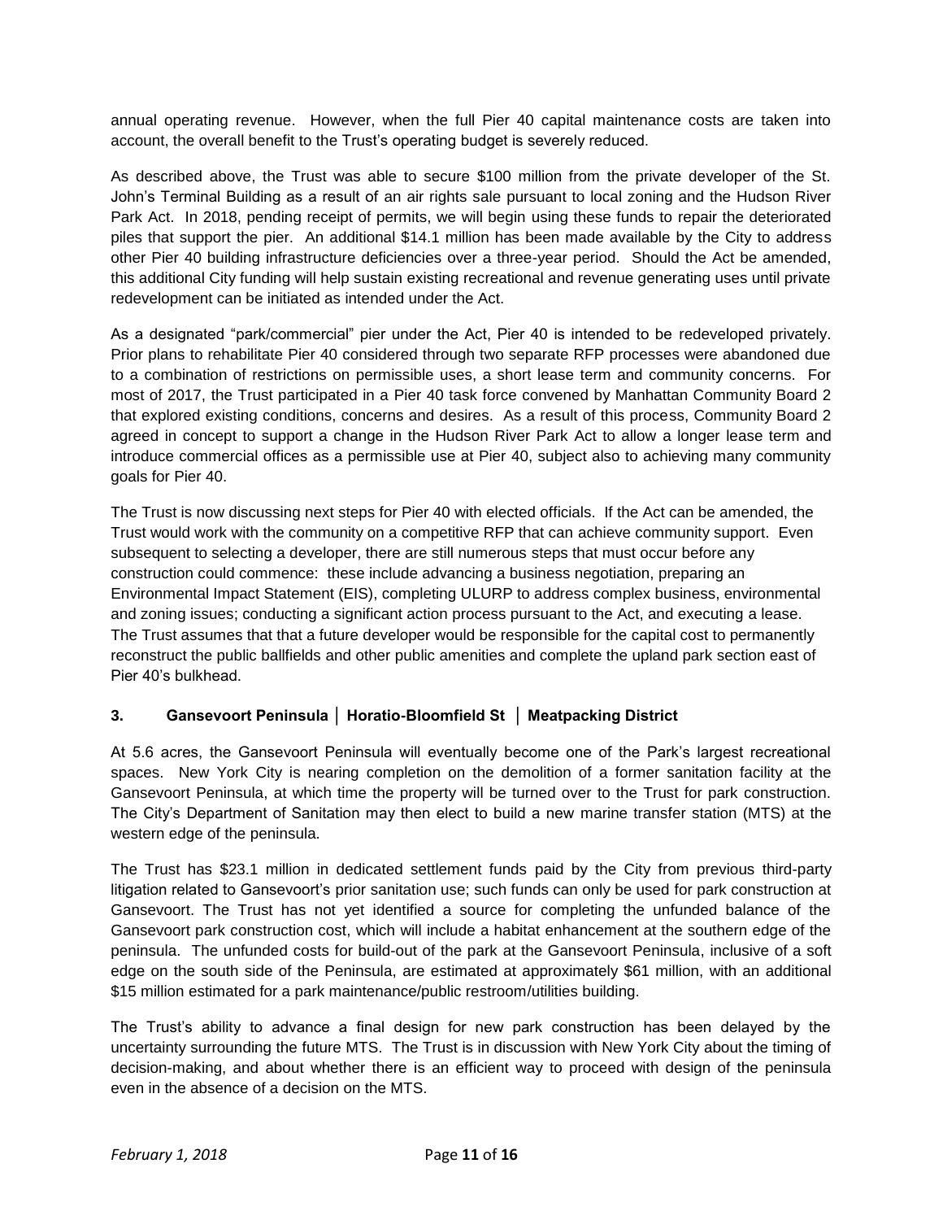annual operating revenue. However, when the full Pier 40 capital maintenance costs are taken into account, the overall benefit to the Trust's operating budget is severely reduced.

As described above, the Trust was able to secure $100 million from the private developer of the St. John's Terminal Building as a result of an air rights sale pursuant to local zoning and the Hudson River Park Act. In 2018, pending receipt of permits, we will begin using these funds to repair the deteriorated piles that support the pier. An additional $14.1 million has been made available by the City to address other Pier 40 building infrastructure deficiencies over a three-year period. Should the Act be amended, this additional City funding will help sustain existing recreational and revenue generating uses until private redevelopment can be initiated as intended under the Act.

As a designated "park/commercial" pier under the Act, Pier 40 is intended to be redeveloped privately. Prior plans to rehabilitate Pier 40 considered through two separate RFP processes were abandoned due to a combination of restrictions on permissible uses, a short lease term and community concerns. For most of 2017, the Trust participated in a Pier 40 task force convened by Manhattan Community Board 2 that explored existing conditions, concerns and desires. As a result of this process, Community Board 2 agreed in concept to support a change in the Hudson River Park Act to allow a longer lease term and introduce commercial offices as a permissible use at Pier 40, subject also to achieving many community goals for Pier 40.

The Trust is now discussing next steps for Pier 40 with elected officials. If the Act can be amended, the Trust would work with the community on a competitive RFP that can achieve community support. Even subsequent to selecting a developer, there are still numerous steps that must occur before any construction could commence: these include advancing a business negotiation, preparing an Environmental Impact Statement (EIS), completing ULURP to address complex business, environmental and zoning issues; conducting a significant action process pursuant to the Act, and executing a lease. The Trust assumes that that a future developer would be responsible for the capital cost to permanently reconstruct the public ballfields and other public amenities and complete the upland park section east of Pier 40's bulkhead.

### 3. Gansevoort Peninsula │ Horatio-Bloomfield St │ Meatpacking District

At 5.6 acres, the Gansevoort Peninsula will eventually become one of the Park's largest recreational spaces. New York City is nearing completion on the demolition of a former sanitation facility at the Gansevoort Peninsula, at which time the property will be turned over to the Trust for park construction. The City's Department of Sanitation may then elect to build a new marine transfer station (MTS) at the western edge of the peninsula.

The Trust has $23.1 million in dedicated settlement funds paid by the City from previous third-party litigation related to Gansevoort's prior sanitation use; such funds can only be used for park construction at Gansevoort. The Trust has not yet identified a source for completing the unfunded balance of the Gansevoort park construction cost, which will include a habitat enhancement at the southern edge of the peninsula. The unfunded costs for build-out of the park at the Gansevoort Peninsula, inclusive of a soft edge on the south side of the Peninsula, are estimated at approximately $61 million, with an additional $15 million estimated for a park maintenance/public restroom/utilities building.

The Trust's ability to advance a final design for new park construction has been delayed by the uncertainty surrounding the future MTS. The Trust is in discussion with New York City about the timing of decision-making, and about whether there is an efficient way to proceed with design of the peninsula even in the absence of a decision on the MTS.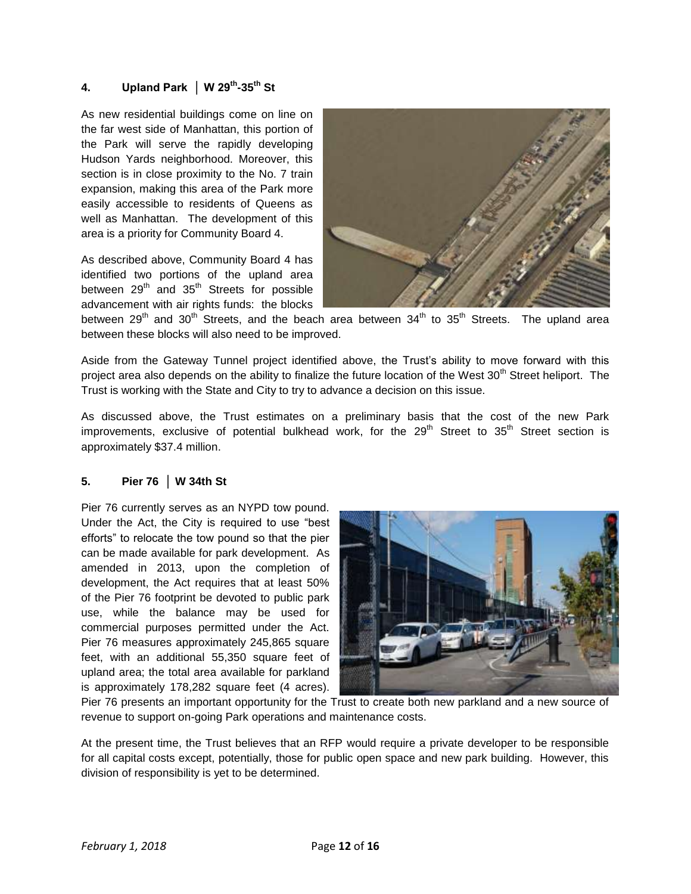### 4. Upland Park │ W 29th-35th St

As new residential buildings come on line on the far west side of Manhattan, this portion of the Park will serve the rapidly developing Hudson Yards neighborhood. Moreover, this section is in close proximity to the No. 7 train expansion, making this area of the Park more easily accessible to residents of Queens as well as Manhattan. The development of this area is a priority for Community Board 4.

As described above, Community Board 4 has identified two portions of the upland area between 29th and 35th Streets for possible advancement with air rights funds: the blocks between 29th and 30th Streets, and the beach area between 34th to 35th Streets. The upland area between these blocks will also need to be improved.

Aside from the Gateway Tunnel project identified above, the Trust's ability to move forward with this project area also depends on the ability to finalize the future location of the West 30th Street heliport. The Trust is working with the State and City to try to advance a decision on this issue.

As discussed above, the Trust estimates on a preliminary basis that the cost of the new Park improvements, exclusive of potential bulkhead work, for the 29th Street to 35th Street section is approximately $37.4 million.

### 5. Pier 76 │ W 34th St

Pier 76 currently serves as an NYPD tow pound. Under the Act, the City is required to use "best efforts" to relocate the tow pound so that the pier can be made available for park development. As amended in 2013, upon the completion of development, the Act requires that at least 50% of the Pier 76 footprint be devoted to public park use, while the balance may be used for commercial purposes permitted under the Act. Pier 76 measures approximately 245,865 square feet, with an additional 55,350 square feet of upland area; the total area available for parkland is approximately 178,282 square feet (4 acres). Pier 76 presents an important opportunity for the Trust to create both new parkland and a new source of revenue to support on-going Park operations and maintenance costs.

At the present time, the Trust believes that an RFP would require a private developer to be responsible for all capital costs except, potentially, those for public open space and new park building. However, this division of responsibility is yet to be determined.

*February 1, 2018*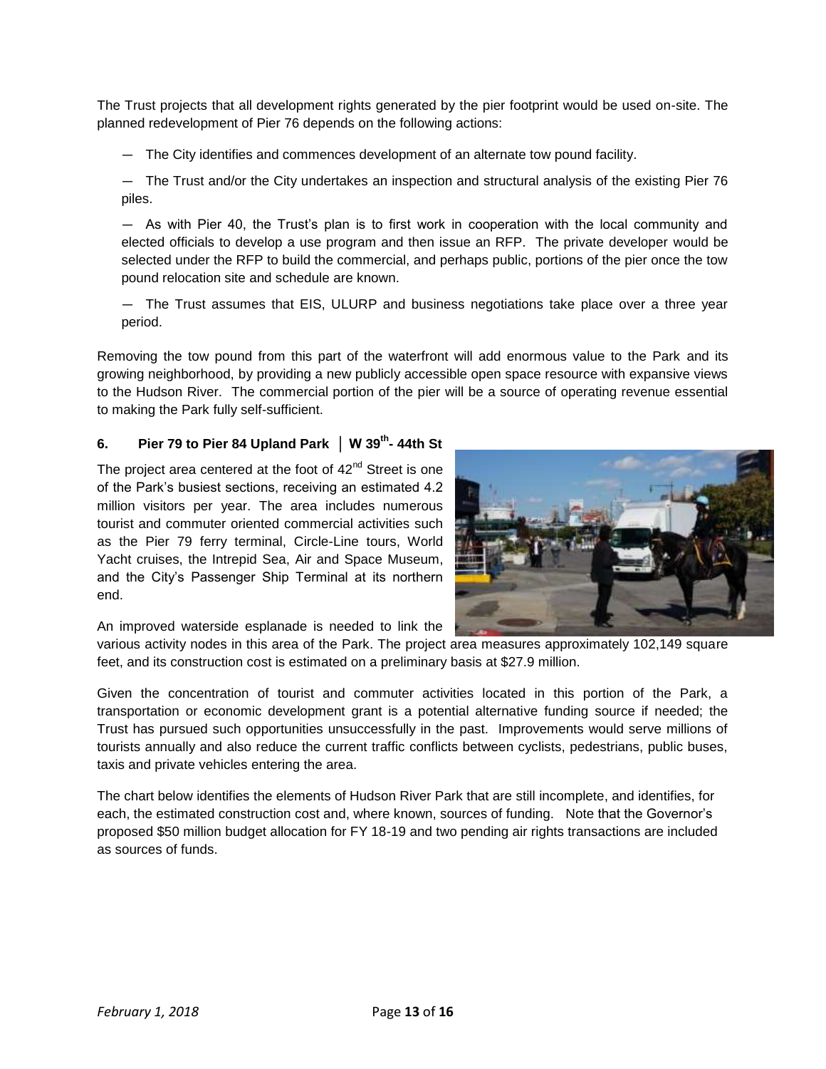The Trust projects that all development rights generated by the pier footprint would be used on-site. The planned redevelopment of Pier 76 depends on the following actions:

- The City identifies and commences development of an alternate tow pound facility.
- The Trust and/or the City undertakes an inspection and structural analysis of the existing Pier 76 piles.
- As with Pier 40, the Trust's plan is to first work in cooperation with the local community and elected officials to develop a use program and then issue an RFP. The private developer would be selected under the RFP to build the commercial, and perhaps public, portions of the pier once the tow pound relocation site and schedule are known.
- The Trust assumes that EIS, ULURP and business negotiations take place over a three year period.

Removing the tow pound from this part of the waterfront will add enormous value to the Park and its growing neighborhood, by providing a new publicly accessible open space resource with expansive views to the Hudson River. The commercial portion of the pier will be a source of operating revenue essential to making the Park fully self-sufficient.

### 6. Pier 79 to Pier 84 Upland Park │ W 39th- 44th St

The project area centered at the foot of 42nd Street is one of the Park's busiest sections, receiving an estimated 4.2 million visitors per year. The area includes numerous tourist and commuter oriented commercial activities such as the Pier 79 ferry terminal, Circle-Line tours, World Yacht cruises, the Intrepid Sea, Air and Space Museum, and the City's Passenger Ship Terminal at its northern end.

An improved waterside esplanade is needed to link the various activity nodes in this area of the Park. The project area measures approximately 102,149 square feet, and its construction cost is estimated on a preliminary basis at $27.9 million.

Given the concentration of tourist and commuter activities located in this portion of the Park, a transportation or economic development grant is a potential alternative funding source if needed; the Trust has pursued such opportunities unsuccessfully in the past. Improvements would serve millions of tourists annually and also reduce the current traffic conflicts between cyclists, pedestrians, public buses, taxis and private vehicles entering the area.

The chart below identifies the elements of Hudson River Park that are still incomplete, and identifies, for each, the estimated construction cost and, where known, sources of funding. Note that the Governor's proposed $50 million budget allocation for FY 18-19 and two pending air rights transactions are included as sources of funds.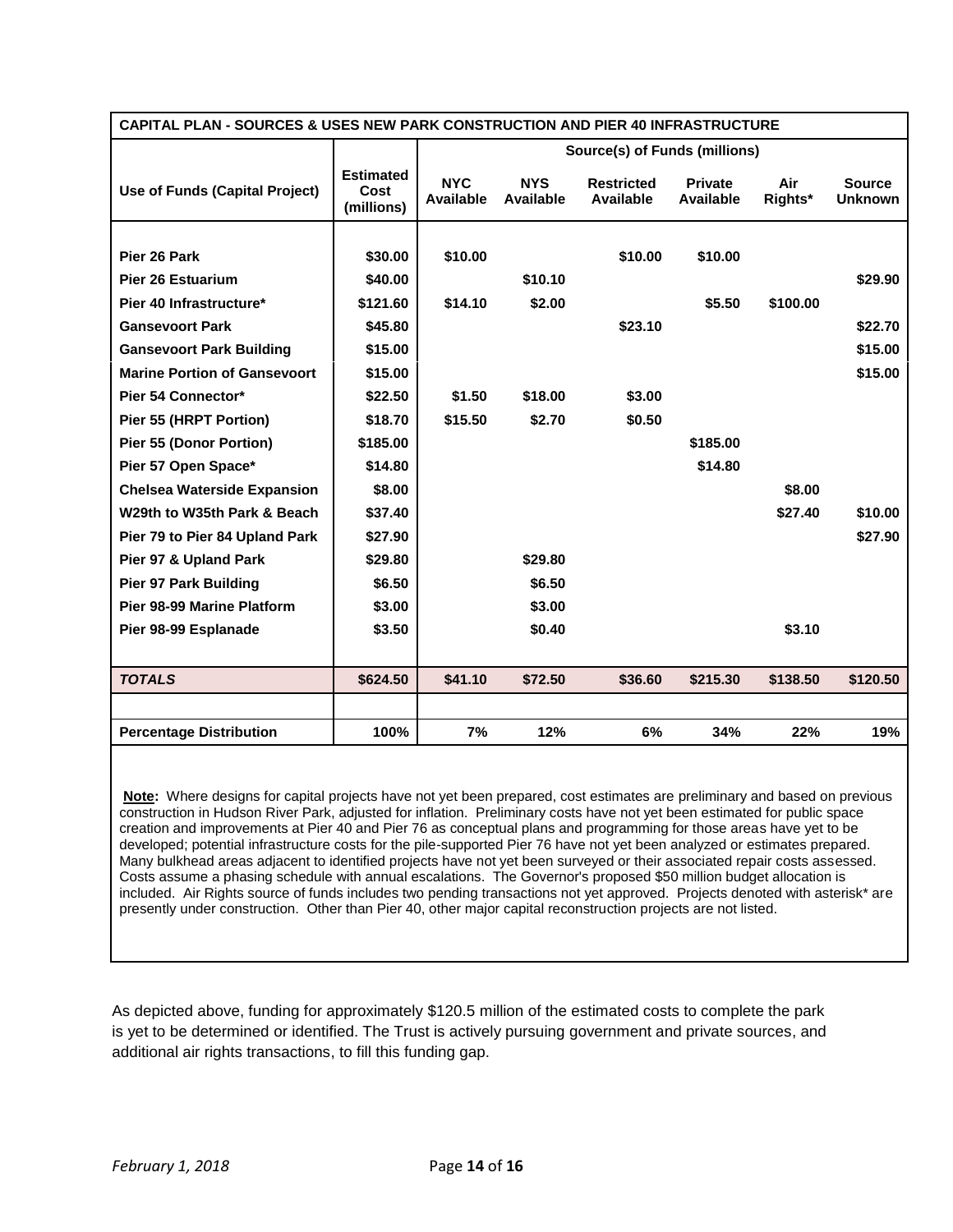| CAPITAL PLAN - SOURCES & USES NEW PARK CONSTRUCTION AND PIER 40 INFRASTRUCTURE | | | | | | | |
|---|---|---|---|---|---|---|---|
| | | Source(s) of Funds (millions) | | | | | |
| **Use of Funds (Capital Project)** | **Estimated Cost (millions)** | **NYC Available** | **NYS Available** | **Restricted Available** | **Private Available** | **Air Rights*** | **Source Unknown** |
| **Pier 26 Park** | **$30.00** | **$10.00** | | **$10.00** | **$10.00** | | |
| **Pier 26 Estuarium** | **$40.00** | | **$10.10** | | | | **$29.90** |
| **Pier 40 Infrastructure*** | **$121.60** | **$14.10** | **$2.00** | | **$5.50** | **$100.00** | |
| **Gansevoort Park** | **$45.80** | | | **$23.10** | | | **$22.70** |
| **Gansevoort Park Building** | **$15.00** | | | | | | **$15.00** |
| **Marine Portion of Gansevoort** | **$15.00** | | | | | | **$15.00** |
| **Pier 54 Connector*** | **$22.50** | **$1.50** | **$18.00** | **$3.00** | | | |
| **Pier 55 (HRPT Portion)** | **$18.70** | **$15.50** | **$2.70** | **$0.50** | | | |
| **Pier 55 (Donor Portion)** | **$185.00** | | | | **$185.00** | | |
| **Pier 57 Open Space*** | **$14.80** | | | | **$14.80** | | |
| **Chelsea Waterside Expansion** | **$8.00** | | | | | **$8.00** | |
| **W29th to W35th Park & Beach** | **$37.40** | | | | | **$27.40** | **$10.00** |
| **Pier 79 to Pier 84 Upland Park** | **$27.90** | | | | | | **$27.90** |
| **Pier 97 & Upland Park** | **$29.80** | | **$29.80** | | | | |
| **Pier 97 Park Building** | **$6.50** | | **$6.50** | | | | |
| **Pier 98-99 Marine Platform** | **$3.00** | | **$3.00** | | | | |
| **Pier 98-99 Esplanade** | **$3.50** | | **$0.40** | | | **$3.10** | |
| ***TOTALS*** | **$624.50** | **$41.10** | **$72.50** | **$36.60** | **$215.30** | **$138.50** | **$120.50** |
| **Percentage Distribution** | **100%** | **7%** | **12%** | **6%** | **34%** | **22%** | **19%** |

**Note:** Where designs for capital projects have not yet been prepared, cost estimates are preliminary and based on previous construction in Hudson River Park, adjusted for inflation. Preliminary costs have not yet been estimated for public space creation and improvements at Pier 40 and Pier 76 as conceptual plans and programming for those areas have yet to be developed; potential infrastructure costs for the pile-supported Pier 76 have not yet been analyzed or estimates prepared. Many bulkhead areas adjacent to identified projects have not yet been surveyed or their associated repair costs assessed. Costs assume a phasing schedule with annual escalations. The Governor's proposed $50 million budget allocation is included. Air Rights source of funds includes two pending transactions not yet approved. Projects denoted with asterisk* are presently under construction. Other than Pier 40, other major capital reconstruction projects are not listed.

As depicted above, funding for approximately $120.5 million of the estimated costs to complete the park is yet to be determined or identified. The Trust is actively pursuing government and private sources, and additional air rights transactions, to fill this funding gap.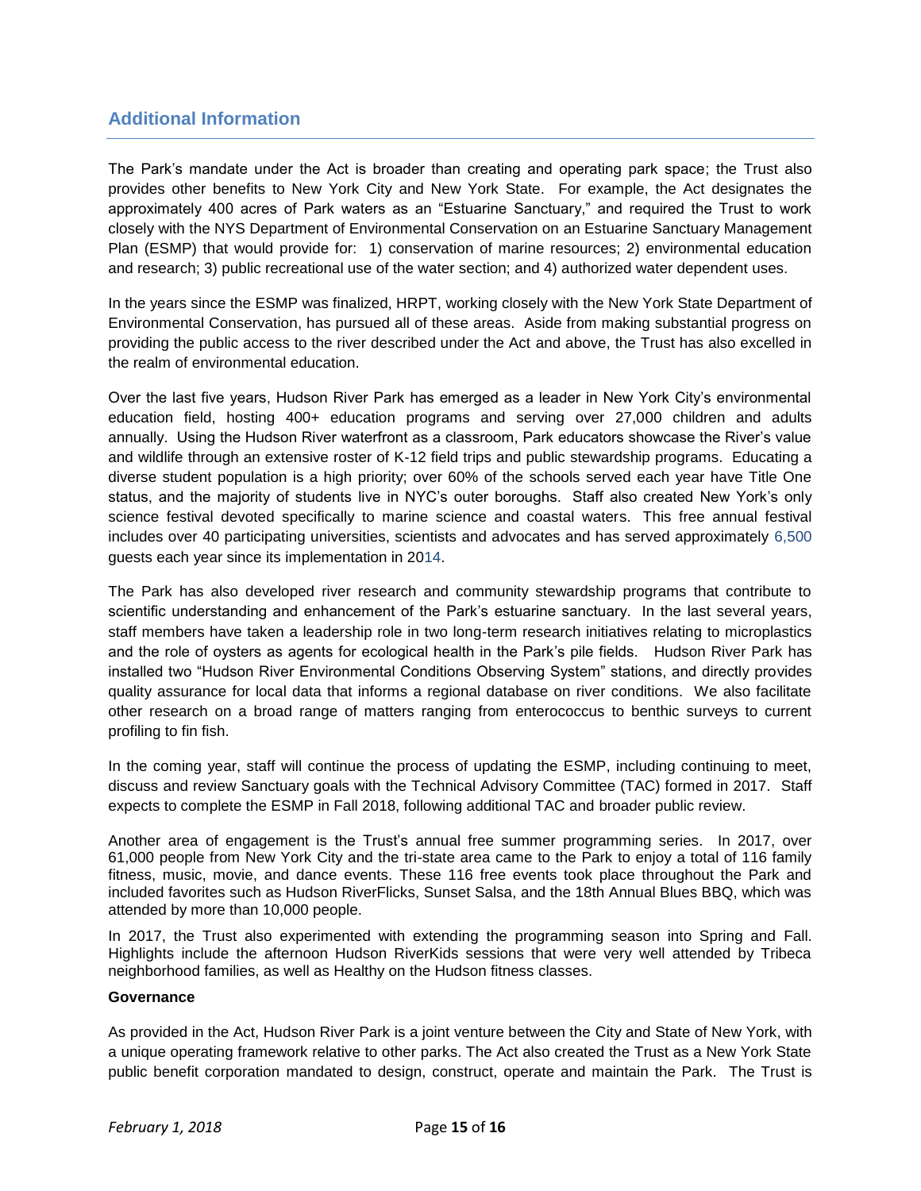## Additional Information

The Park's mandate under the Act is broader than creating and operating park space; the Trust also provides other benefits to New York City and New York State. For example, the Act designates the approximately 400 acres of Park waters as an "Estuarine Sanctuary," and required the Trust to work closely with the NYS Department of Environmental Conservation on an Estuarine Sanctuary Management Plan (ESMP) that would provide for: 1) conservation of marine resources; 2) environmental education and research; 3) public recreational use of the water section; and 4) authorized water dependent uses.

In the years since the ESMP was finalized, HRPT, working closely with the New York State Department of Environmental Conservation, has pursued all of these areas. Aside from making substantial progress on providing the public access to the river described under the Act and above, the Trust has also excelled in the realm of environmental education.

Over the last five years, Hudson River Park has emerged as a leader in New York City's environmental education field, hosting 400+ education programs and serving over 27,000 children and adults annually. Using the Hudson River waterfront as a classroom, Park educators showcase the River's value and wildlife through an extensive roster of K-12 field trips and public stewardship programs. Educating a diverse student population is a high priority; over 60% of the schools served each year have Title One status, and the majority of students live in NYC's outer boroughs. Staff also created New York's only science festival devoted specifically to marine science and coastal waters. This free annual festival includes over 40 participating universities, scientists and advocates and has served approximately 6,500 guests each year since its implementation in 2014.

The Park has also developed river research and community stewardship programs that contribute to scientific understanding and enhancement of the Park's estuarine sanctuary. In the last several years, staff members have taken a leadership role in two long-term research initiatives relating to microplastics and the role of oysters as agents for ecological health in the Park's pile fields. Hudson River Park has installed two "Hudson River Environmental Conditions Observing System" stations, and directly provides quality assurance for local data that informs a regional database on river conditions. We also facilitate other research on a broad range of matters ranging from enterococcus to benthic surveys to current profiling to fin fish.

In the coming year, staff will continue the process of updating the ESMP, including continuing to meet, discuss and review Sanctuary goals with the Technical Advisory Committee (TAC) formed in 2017. Staff expects to complete the ESMP in Fall 2018, following additional TAC and broader public review.

Another area of engagement is the Trust's annual free summer programming series. In 2017, over 61,000 people from New York City and the tri-state area came to the Park to enjoy a total of 116 family fitness, music, movie, and dance events. These 116 free events took place throughout the Park and included favorites such as Hudson RiverFlicks, Sunset Salsa, and the 18th Annual Blues BBQ, which was attended by more than 10,000 people.

In 2017, the Trust also experimented with extending the programming season into Spring and Fall. Highlights include the afternoon Hudson RiverKids sessions that were very well attended by Tribeca neighborhood families, as well as Healthy on the Hudson fitness classes.

**Governance**

As provided in the Act, Hudson River Park is a joint venture between the City and State of New York, with a unique operating framework relative to other parks. The Act also created the Trust as a New York State public benefit corporation mandated to design, construct, operate and maintain the Park. The Trust is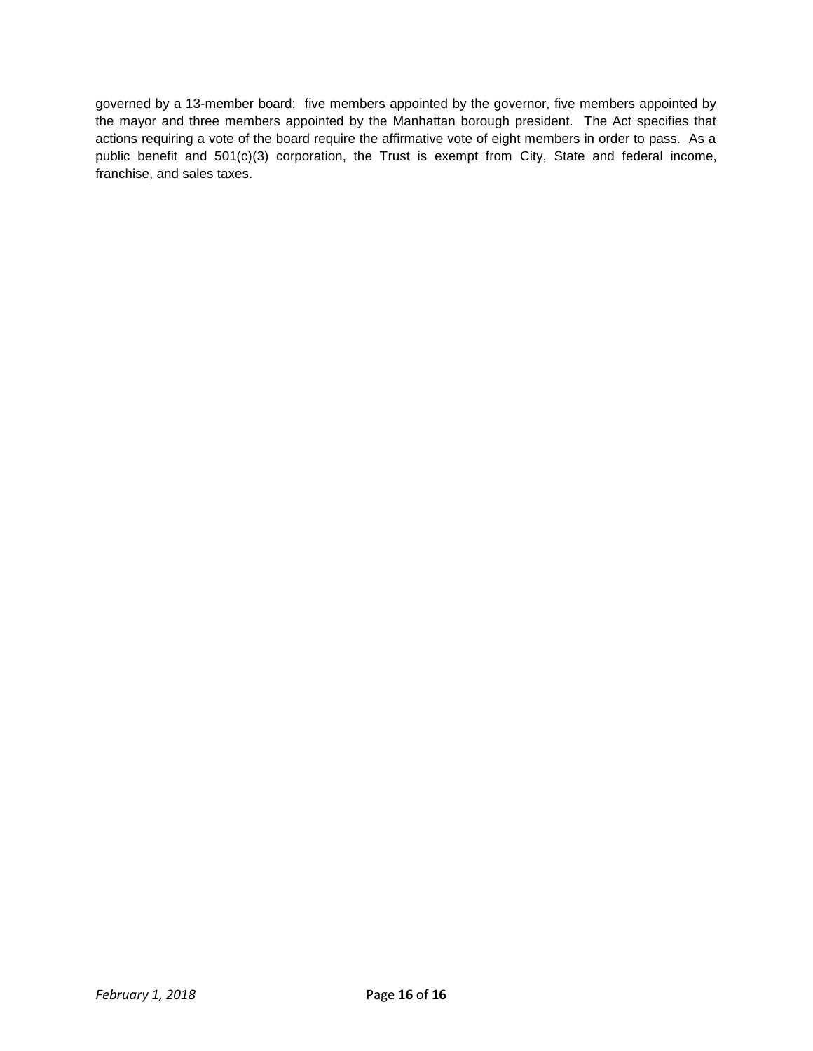governed by a 13-member board: five members appointed by the governor, five members appointed by the mayor and three members appointed by the Manhattan borough president. The Act specifies that actions requiring a vote of the board require the affirmative vote of eight members in order to pass. As a public benefit and 501(c)(3) corporation, the Trust is exempt from City, State and federal income, franchise, and sales taxes.